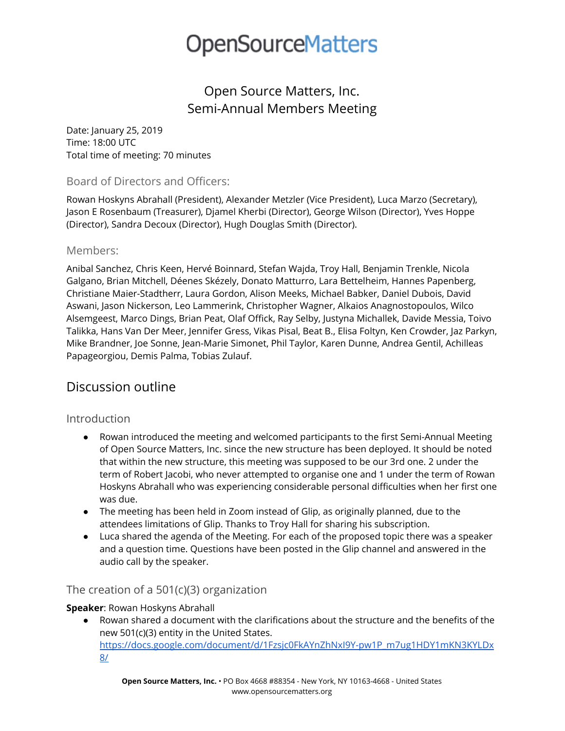# OpenSourceMatters

## Open Source Matters, Inc.
## Semi-Annual Members Meeting

Date: January 25, 2019
Time: 18:00 UTC
Total time of meeting: 70 minutes

### Board of Directors and Officers:

Rowan Hoskyns Abrahall (President), Alexander Metzler (Vice President), Luca Marzo (Secretary), Jason E Rosenbaum (Treasurer), Djamel Kherbi (Director), George Wilson (Director), Yves Hoppe (Director), Sandra Decoux (Director), Hugh Douglas Smith (Director).

### Members:

Anibal Sanchez, Chris Keen, Hervé Boinnard, Stefan Wajda, Troy Hall, Benjamin Trenkle, Nicola Galgano, Brian Mitchell, Déenes Skézely, Donato Matturro, Lara Bettelheim, Hannes Papenberg, Christiane Maier-Stadtherr, Laura Gordon, Alison Meeks, Michael Babker, Daniel Dubois, David Aswani, Jason Nickerson, Leo Lammerink, Christopher Wagner, Alkaios Anagnostopoulos, Wilco Alsemgeest, Marco Dings, Brian Peat, Olaf Offick, Ray Selby, Justyna Michallek, Davide Messia, Toivo Talikka, Hans Van Der Meer, Jennifer Gress, Vikas Pisal, Beat B., Elisa Foltyn, Ken Crowder, Jaz Parkyn, Mike Brandner, Joe Sonne, Jean-Marie Simonet, Phil Taylor, Karen Dunne, Andrea Gentil, Achilleas Papageorgiou, Demis Palma, Tobias Zulauf.

## Discussion outline

### Introduction

- Rowan introduced the meeting and welcomed participants to the first Semi-Annual Meeting of Open Source Matters, Inc. since the new structure has been deployed. It should be noted that within the new structure, this meeting was supposed to be our 3rd one. 2 under the term of Robert Jacobi, who never attempted to organise one and 1 under the term of Rowan Hoskyns Abrahall who was experiencing considerable personal difficulties when her first one was due.
- The meeting has been held in Zoom instead of Glip, as originally planned, due to the attendees limitations of Glip. Thanks to Troy Hall for sharing his subscription.
- Luca shared the agenda of the Meeting. For each of the proposed topic there was a speaker and a question time. Questions have been posted in the Glip channel and answered in the audio call by the speaker.

### The creation of a 501(c)(3) organization

**Speaker**: Rowan Hoskyns Abrahall

- Rowan shared a document with the clarifications about the structure and the benefits of the new 501(c)(3) entity in the United States. https://docs.google.com/document/d/1Fzsjc0FkAYnZhNxI9Y-pw1P_m7ug1HDY1mKN3KYLDx8/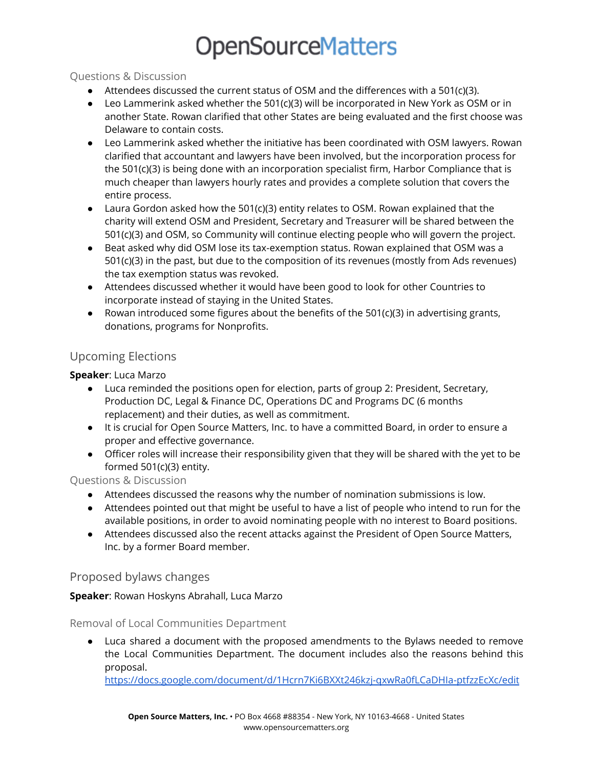### Questions & Discussion

- Attendees discussed the current status of OSM and the differences with a 501(c)(3).
- Leo Lammerink asked whether the 501(c)(3) will be incorporated in New York as OSM or in another State. Rowan clarified that other States are being evaluated and the first choose was Delaware to contain costs.
- Leo Lammerink asked whether the initiative has been coordinated with OSM lawyers. Rowan clarified that accountant and lawyers have been involved, but the incorporation process for the 501(c)(3) is being done with an incorporation specialist firm, Harbor Compliance that is much cheaper than lawyers hourly rates and provides a complete solution that covers the entire process.
- Laura Gordon asked how the 501(c)(3) entity relates to OSM. Rowan explained that the charity will extend OSM and President, Secretary and Treasurer will be shared between the 501(c)(3) and OSM, so Community will continue electing people who will govern the project.
- Beat asked why did OSM lose its tax-exemption status. Rowan explained that OSM was a 501(c)(3) in the past, but due to the composition of its revenues (mostly from Ads revenues) the tax exemption status was revoked.
- Attendees discussed whether it would have been good to look for other Countries to incorporate instead of staying in the United States.
- Rowan introduced some figures about the benefits of the 501(c)(3) in advertising grants, donations, programs for Nonprofits.

## Upcoming Elections

**Speaker**: Luca Marzo

- Luca reminded the positions open for election, parts of group 2: President, Secretary, Production DC, Legal & Finance DC, Operations DC and Programs DC (6 months replacement) and their duties, as well as commitment.
- It is crucial for Open Source Matters, Inc. to have a committed Board, in order to ensure a proper and effective governance.
- Officer roles will increase their responsibility given that they will be shared with the yet to be formed 501(c)(3) entity.

### Questions & Discussion

- Attendees discussed the reasons why the number of nomination submissions is low.
- Attendees pointed out that might be useful to have a list of people who intend to run for the available positions, in order to avoid nominating people with no interest to Board positions.
- Attendees discussed also the recent attacks against the President of Open Source Matters, Inc. by a former Board member.

## Proposed bylaws changes

**Speaker**: Rowan Hoskyns Abrahall, Luca Marzo

### Removal of Local Communities Department

- Luca shared a document with the proposed amendments to the Bylaws needed to remove the Local Communities Department. The document includes also the reasons behind this proposal.
  https://docs.google.com/document/d/1Hcrn7Ki6BXXt246kzj-qxwRa0fLCaDHIa-ptfzzEcXc/edit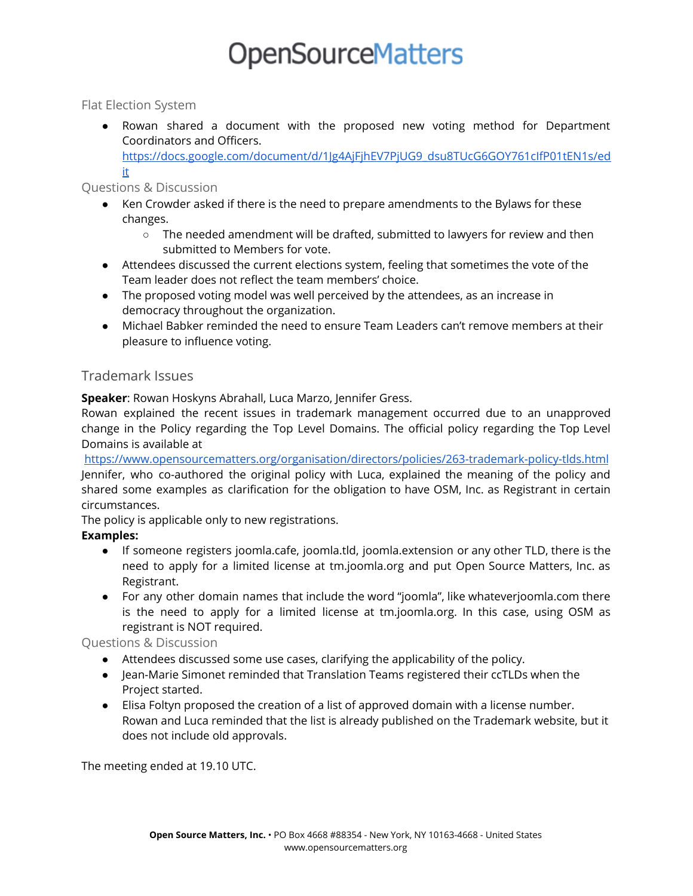### Flat Election System

- Rowan shared a document with the proposed new voting method for Department Coordinators and Officers. https://docs.google.com/document/d/1Jg4AjFjhEV7PjUG9_dsu8TUcG6GOY761cIfP01tEN1s/edit

### Questions & Discussion

- Ken Crowder asked if there is the need to prepare amendments to the Bylaws for these changes.
  - The needed amendment will be drafted, submitted to lawyers for review and then submitted to Members for vote.
- Attendees discussed the current elections system, feeling that sometimes the vote of the Team leader does not reflect the team members' choice.
- The proposed voting model was well perceived by the attendees, as an increase in democracy throughout the organization.
- Michael Babker reminded the need to ensure Team Leaders can't remove members at their pleasure to influence voting.

## Trademark Issues

**Speaker**: Rowan Hoskyns Abrahall, Luca Marzo, Jennifer Gress.
Rowan explained the recent issues in trademark management occurred due to an unapproved change in the Policy regarding the Top Level Domains. The official policy regarding the Top Level Domains is available at
https://www.opensourcematters.org/organisation/directors/policies/263-trademark-policy-tlds.html
Jennifer, who co-authored the original policy with Luca, explained the meaning of the policy and shared some examples as clarification for the obligation to have OSM, Inc. as Registrant in certain circumstances.
The policy is applicable only to new registrations.

**Examples:**

- If someone registers joomla.cafe, joomla.tld, joomla.extension or any other TLD, there is the need to apply for a limited license at tm.joomla.org and put Open Source Matters, Inc. as Registrant.
- For any other domain names that include the word "joomla", like whateverjoomla.com there is the need to apply for a limited license at tm.joomla.org. In this case, using OSM as registrant is NOT required.

### Questions & Discussion

- Attendees discussed some use cases, clarifying the applicability of the policy.
- Jean-Marie Simonet reminded that Translation Teams registered their ccTLDs when the Project started.
- Elisa Foltyn proposed the creation of a list of approved domain with a license number. Rowan and Luca reminded that the list is already published on the Trademark website, but it does not include old approvals.

The meeting ended at 19.10 UTC.